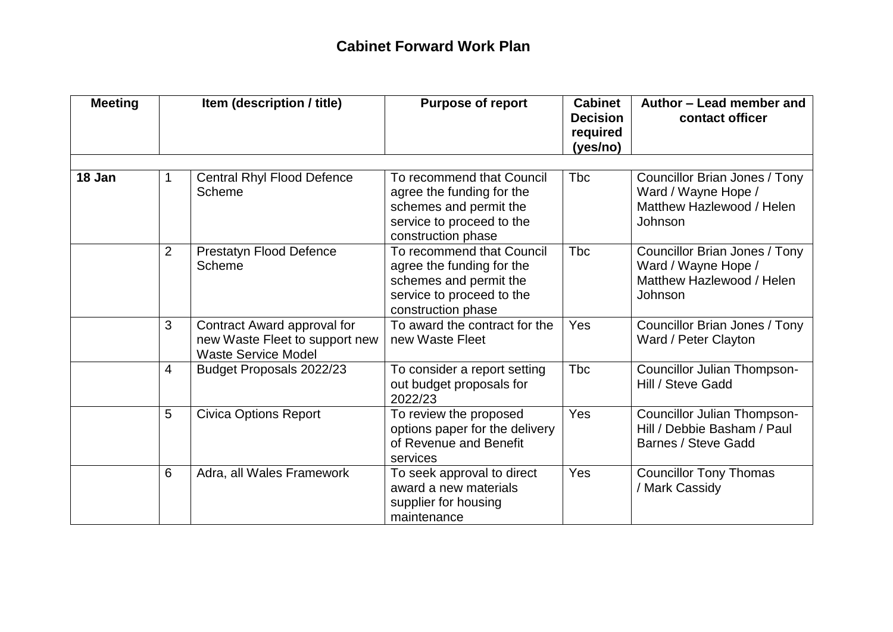# Cabinet Forward Work Plan

| Meeting | Item (description / title) | | Purpose of report | Cabinet Decision required (yes/no) | Author – Lead member and contact officer |
|---|---|---|---|---|---|
| | | | | | |
| 18 Jan | 1 | Central Rhyl Flood Defence Scheme | To recommend that Council agree the funding for the schemes and permit the service to proceed to the construction phase | Tbc | Councillor Brian Jones / Tony Ward / Wayne Hope / Matthew Hazlewood / Helen Johnson |
| | 2 | Prestatyn Flood Defence Scheme | To recommend that Council agree the funding for the schemes and permit the service to proceed to the construction phase | Tbc | Councillor Brian Jones / Tony Ward / Wayne Hope / Matthew Hazlewood / Helen Johnson |
| | 3 | Contract Award approval for new Waste Fleet to support new Waste Service Model | To award the contract for the new Waste Fleet | Yes | Councillor Brian Jones / Tony Ward / Peter Clayton |
| | 4 | Budget Proposals 2022/23 | To consider a report setting out budget proposals for 2022/23 | Tbc | Councillor Julian Thompson-Hill / Steve Gadd |
| | 5 | Civica Options Report | To review the proposed options paper for the delivery of Revenue and Benefit services | Yes | Councillor Julian Thompson-Hill / Debbie Basham / Paul Barnes / Steve Gadd |
| | 6 | Adra, all Wales Framework | To seek approval to direct award a new materials supplier for housing maintenance | Yes | Councillor Tony Thomas / Mark Cassidy |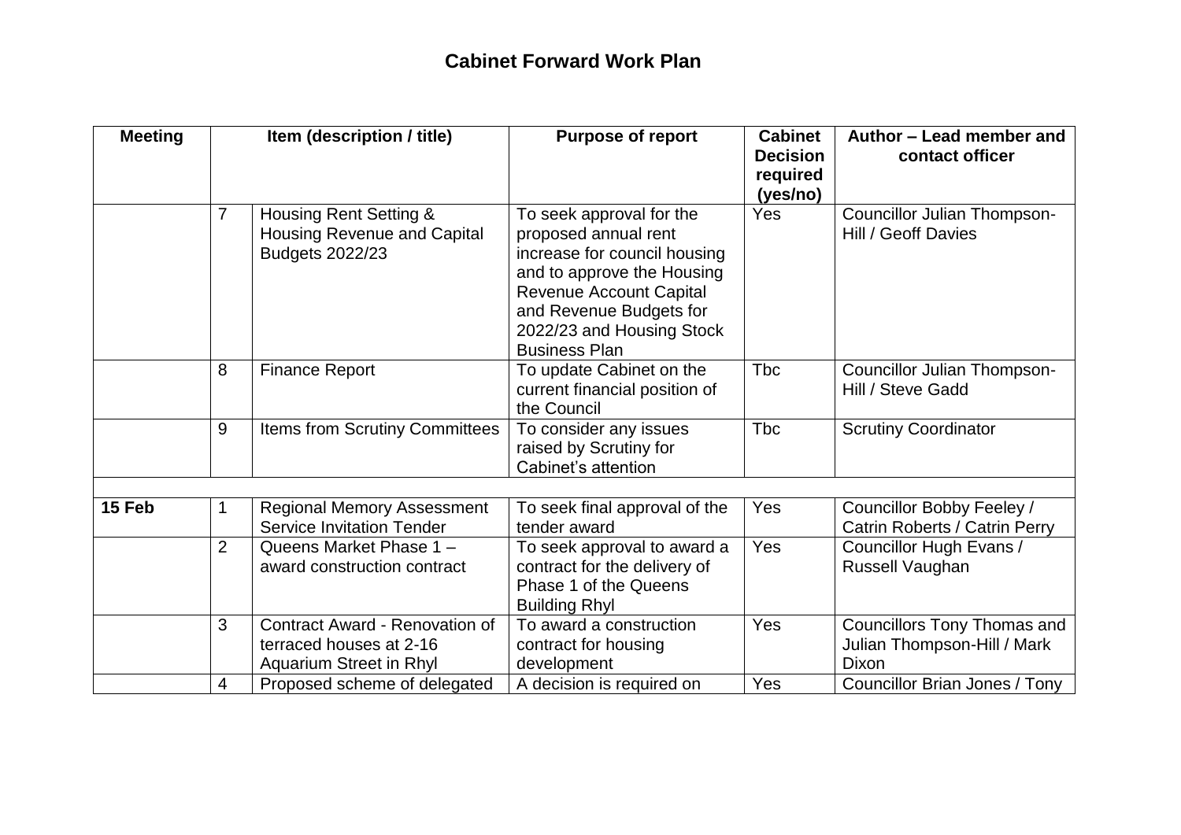# Cabinet Forward Work Plan

| Meeting | | Item (description / title) | Purpose of report | Cabinet Decision required (yes/no) | Author – Lead member and contact officer |
|---|---|---|---|---|---|
| | 7 | Housing Rent Setting & Housing Revenue and Capital Budgets 2022/23 | To seek approval for the proposed annual rent increase for council housing and to approve the Housing Revenue Account Capital and Revenue Budgets for 2022/23 and Housing Stock Business Plan | Yes | Councillor Julian Thompson-Hill / Geoff Davies |
| | 8 | Finance Report | To update Cabinet on the current financial position of the Council | Tbc | Councillor Julian Thompson-Hill / Steve Gadd |
| | 9 | Items from Scrutiny Committees | To consider any issues raised by Scrutiny for Cabinet's attention | Tbc | Scrutiny Coordinator |
| | | | | | |
| **15 Feb** | 1 | Regional Memory Assessment Service Invitation Tender | To seek final approval of the tender award | Yes | Councillor Bobby Feeley / Catrin Roberts / Catrin Perry |
| | 2 | Queens Market Phase 1 – award construction contract | To seek approval to award a contract for the delivery of Phase 1 of the Queens Building Rhyl | Yes | Councillor Hugh Evans / Russell Vaughan |
| | 3 | Contract Award - Renovation of terraced houses at 2-16 Aquarium Street in Rhyl | To award a construction contract for housing development | Yes | Councillors Tony Thomas and Julian Thompson-Hill / Mark Dixon |
| | 4 | Proposed scheme of delegated | A decision is required on | Yes | Councillor Brian Jones / Tony |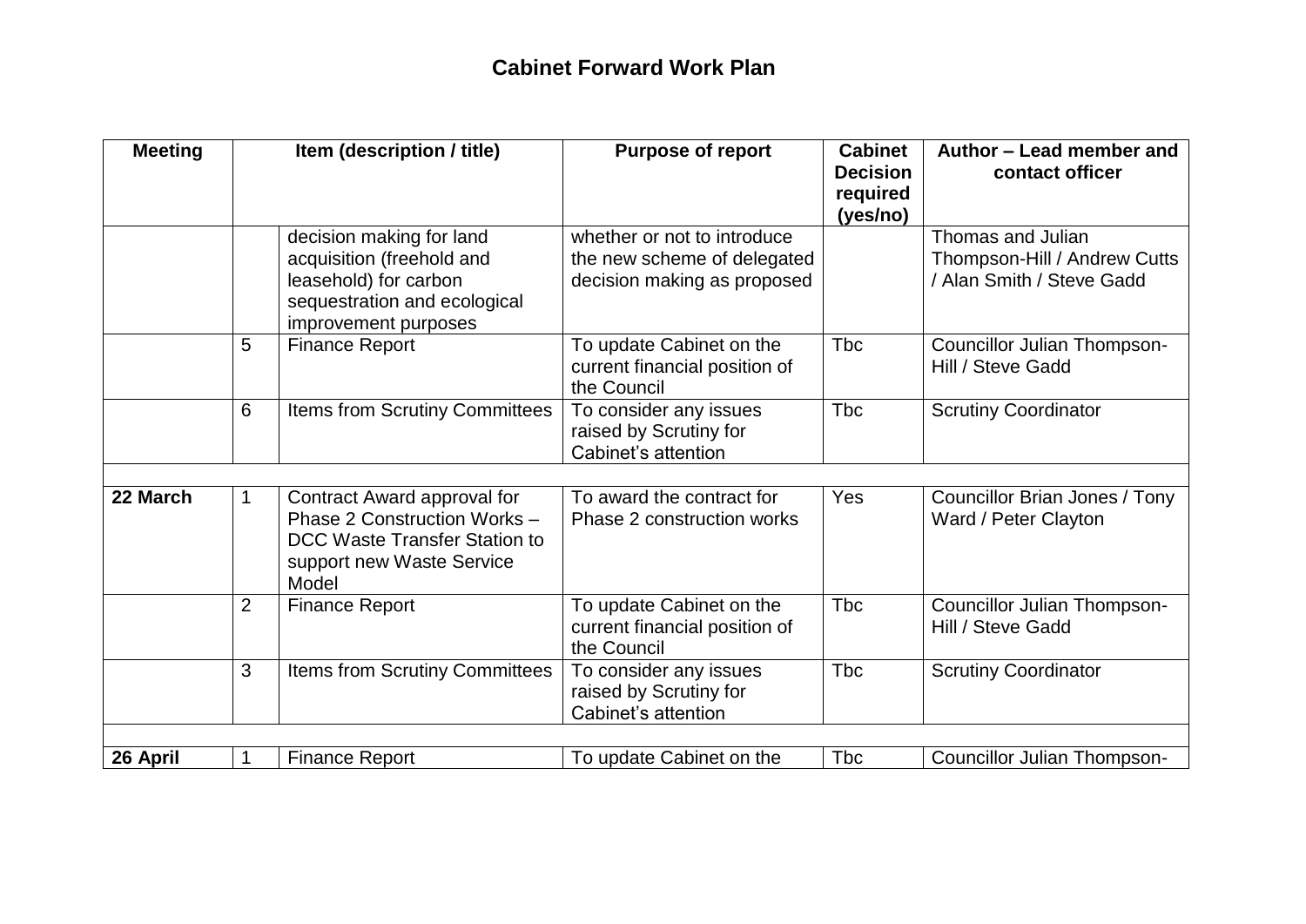# Cabinet Forward Work Plan

| Meeting | Item (description / title) | | Purpose of report | Cabinet Decision required (yes/no) | Author – Lead member and contact officer |
|---|---|---|---|---|---|
| | | decision making for land acquisition (freehold and leasehold) for carbon sequestration and ecological improvement purposes | whether or not to introduce the new scheme of delegated decision making as proposed | | Thomas and Julian Thompson-Hill / Andrew Cutts / Alan Smith / Steve Gadd |
| | 5 | Finance Report | To update Cabinet on the current financial position of the Council | Tbc | Councillor Julian Thompson-Hill / Steve Gadd |
| | 6 | Items from Scrutiny Committees | To consider any issues raised by Scrutiny for Cabinet's attention | Tbc | Scrutiny Coordinator |
| | | | | | |
| **22 March** | 1 | Contract Award approval for Phase 2 Construction Works – DCC Waste Transfer Station to support new Waste Service Model | To award the contract for Phase 2 construction works | Yes | Councillor Brian Jones / Tony Ward / Peter Clayton |
| | 2 | Finance Report | To update Cabinet on the current financial position of the Council | Tbc | Councillor Julian Thompson-Hill / Steve Gadd |
| | 3 | Items from Scrutiny Committees | To consider any issues raised by Scrutiny for Cabinet's attention | Tbc | Scrutiny Coordinator |
| | | | | | |
| **26 April** | 1 | Finance Report | To update Cabinet on the | Tbc | Councillor Julian Thompson- |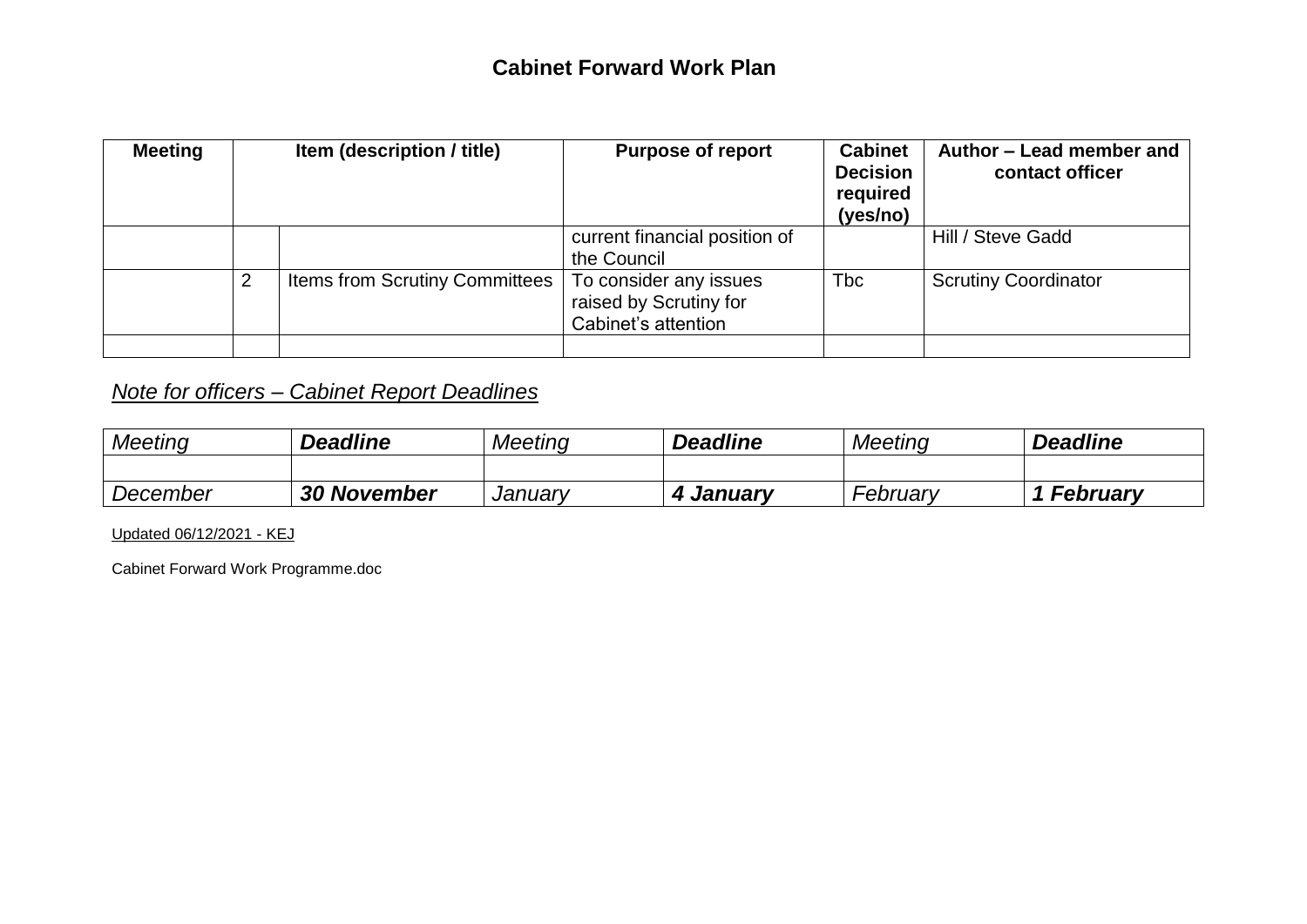## Cabinet Forward Work Plan

| Meeting | Item (description / title) | | Purpose of report | Cabinet Decision required (yes/no) | Author – Lead member and contact officer |
|---|---|---|---|---|---|
| | | | current financial position of the Council | | Hill / Steve Gadd |
| | 2 | Items from Scrutiny Committees | To consider any issues raised by Scrutiny for Cabinet's attention | Tbc | Scrutiny Coordinator |
| | | | | | |

*<u>Note for officers – Cabinet Report Deadlines</u>*

| *Meeting* | ***Deadline*** | *Meeting* | ***Deadline*** | *Meeting* | ***Deadline*** |
|---|---|---|---|---|---|
| | | | | | |
| *December* | ***30 November*** | *January* | ***4 January*** | *February* | ***1 February*** |

<u>Updated 06/12/2021 - KEJ</u>

Cabinet Forward Work Programme.doc